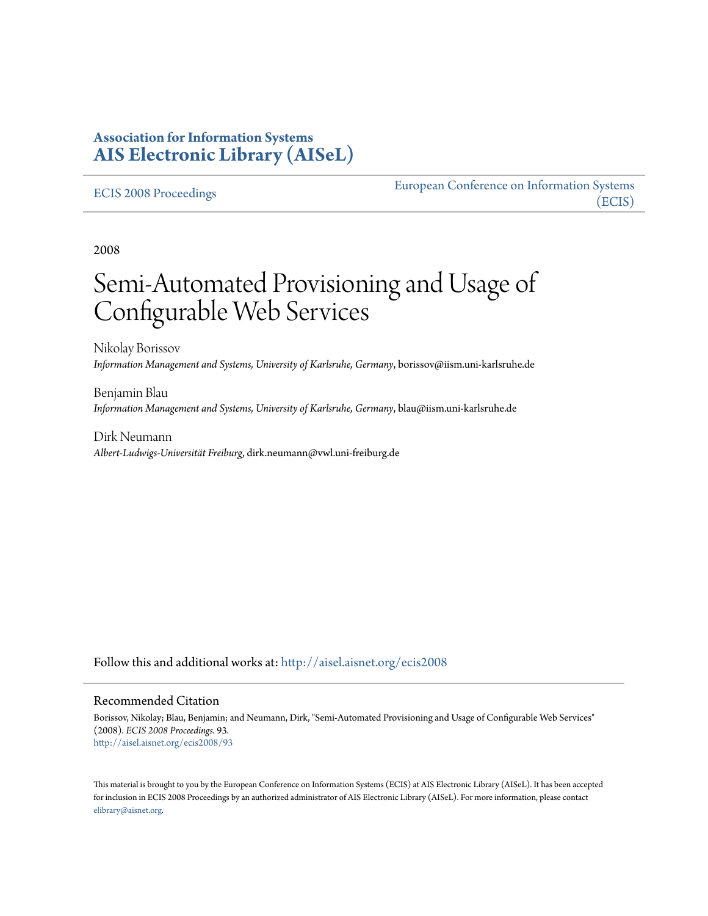**Association for Information Systems**
**AIS Electronic Library (AISeL)**

ECIS 2008 Proceedings

European Conference on Information Systems (ECIS)

2008

# Semi-Automated Provisioning and Usage of Configurable Web Services

Nikolay Borissov
*Information Management and Systems, University of Karlsruhe, Germany*, borissov@iism.uni-karlsruhe.de

Benjamin Blau
*Information Management and Systems, University of Karlsruhe, Germany*, blau@iism.uni-karlsruhe.de

Dirk Neumann
*Albert-Ludwigs-Universität Freiburg*, dirk.neumann@vwl.uni-freiburg.de

Follow this and additional works at: http://aisel.aisnet.org/ecis2008

## Recommended Citation

Borissov, Nikolay; Blau, Benjamin; and Neumann, Dirk, "Semi-Automated Provisioning and Usage of Configurable Web Services" (2008). *ECIS 2008 Proceedings*. 93.
http://aisel.aisnet.org/ecis2008/93

This material is brought to you by the European Conference on Information Systems (ECIS) at AIS Electronic Library (AISeL). It has been accepted for inclusion in ECIS 2008 Proceedings by an authorized administrator of AIS Electronic Library (AISeL). For more information, please contact elibrary@aisnet.org.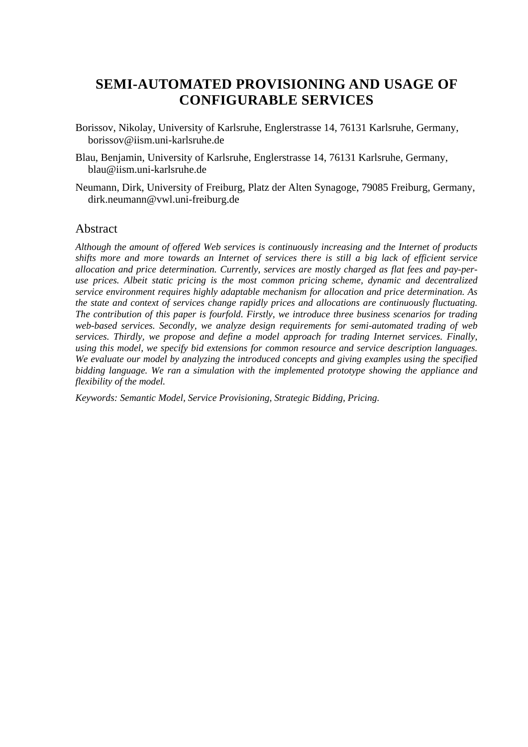# SEMI-AUTOMATED PROVISIONING AND USAGE OF CONFIGURABLE SERVICES

Borissov, Nikolay, University of Karlsruhe, Englerstrasse 14, 76131 Karlsruhe, Germany, borissov@iism.uni-karlsruhe.de

Blau, Benjamin, University of Karlsruhe, Englerstrasse 14, 76131 Karlsruhe, Germany, blau@iism.uni-karlsruhe.de

Neumann, Dirk, University of Freiburg, Platz der Alten Synagoge, 79085 Freiburg, Germany, dirk.neumann@vwl.uni-freiburg.de

## Abstract

*Although the amount of offered Web services is continuously increasing and the Internet of products shifts more and more towards an Internet of services there is still a big lack of efficient service allocation and price determination. Currently, services are mostly charged as flat fees and pay-per-use prices. Albeit static pricing is the most common pricing scheme, dynamic and decentralized service environment requires highly adaptable mechanism for allocation and price determination. As the state and context of services change rapidly prices and allocations are continuously fluctuating. The contribution of this paper is fourfold. Firstly, we introduce three business scenarios for trading web-based services. Secondly, we analyze design requirements for semi-automated trading of web services. Thirdly, we propose and define a model approach for trading Internet services. Finally, using this model, we specify bid extensions for common resource and service description languages. We evaluate our model by analyzing the introduced concepts and giving examples using the specified bidding language. We ran a simulation with the implemented prototype showing the appliance and flexibility of the model.*

*Keywords: Semantic Model, Service Provisioning, Strategic Bidding, Pricing.*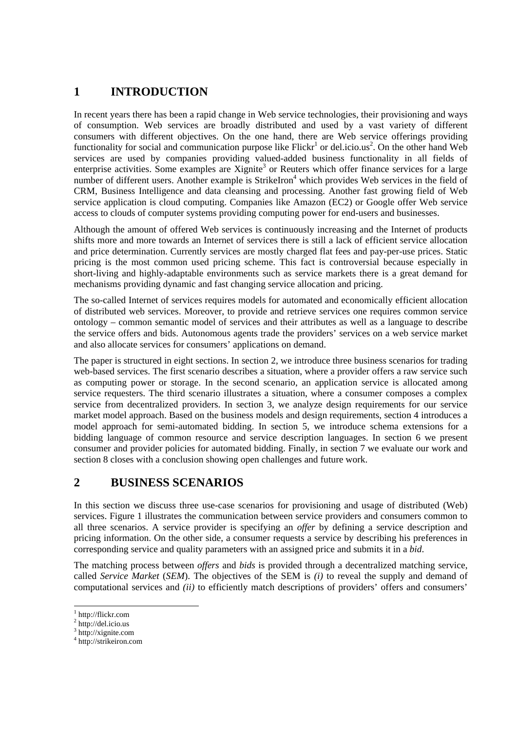# 1 INTRODUCTION

In recent years there has been a rapid change in Web service technologies, their provisioning and ways of consumption. Web services are broadly distributed and used by a vast variety of different consumers with different objectives. On the one hand, there are Web service offerings providing functionality for social and communication purpose like Flickr[1] or del.icio.us[2]. On the other hand Web services are used by companies providing valued-added business functionality in all fields of enterprise activities. Some examples are Xignite[3] or Reuters which offer finance services for a large number of different users. Another example is StrikeIron[4] which provides Web services in the field of CRM, Business Intelligence and data cleansing and processing. Another fast growing field of Web service application is cloud computing. Companies like Amazon (EC2) or Google offer Web service access to clouds of computer systems providing computing power for end-users and businesses.

Although the amount of offered Web services is continuously increasing and the Internet of products shifts more and more towards an Internet of services there is still a lack of efficient service allocation and price determination. Currently services are mostly charged flat fees and pay-per-use prices. Static pricing is the most common used pricing scheme. This fact is controversial because especially in short-living and highly-adaptable environments such as service markets there is a great demand for mechanisms providing dynamic and fast changing service allocation and pricing.

The so-called Internet of services requires models for automated and economically efficient allocation of distributed web services. Moreover, to provide and retrieve services one requires common service ontology – common semantic model of services and their attributes as well as a language to describe the service offers and bids. Autonomous agents trade the providers' services on a web service market and also allocate services for consumers' applications on demand.

The paper is structured in eight sections. In section 2, we introduce three business scenarios for trading web-based services. The first scenario describes a situation, where a provider offers a raw service such as computing power or storage. In the second scenario, an application service is allocated among service requesters. The third scenario illustrates a situation, where a consumer composes a complex service from decentralized providers. In section 3, we analyze design requirements for our service market model approach. Based on the business models and design requirements, section 4 introduces a model approach for semi-automated bidding. In section 5, we introduce schema extensions for a bidding language of common resource and service description languages. In section 6 we present consumer and provider policies for automated bidding. Finally, in section 7 we evaluate our work and section 8 closes with a conclusion showing open challenges and future work.

# 2 BUSINESS SCENARIOS

In this section we discuss three use-case scenarios for provisioning and usage of distributed (Web) services. Figure 1 illustrates the communication between service providers and consumers common to all three scenarios. A service provider is specifying an *offer* by defining a service description and pricing information. On the other side, a consumer requests a service by describing his preferences in corresponding service and quality parameters with an assigned price and submits it in a *bid*.

The matching process between *offers* and *bids* is provided through a decentralized matching service, called *Service Market* (*SEM*). The objectives of the SEM is *(i)* to reveal the supply and demand of computational services and *(ii)* to efficiently match descriptions of providers' offers and consumers'

[1] http://flickr.com
[2] http://del.icio.us
[3] http://xignite.com
[4] http://strikeiron.com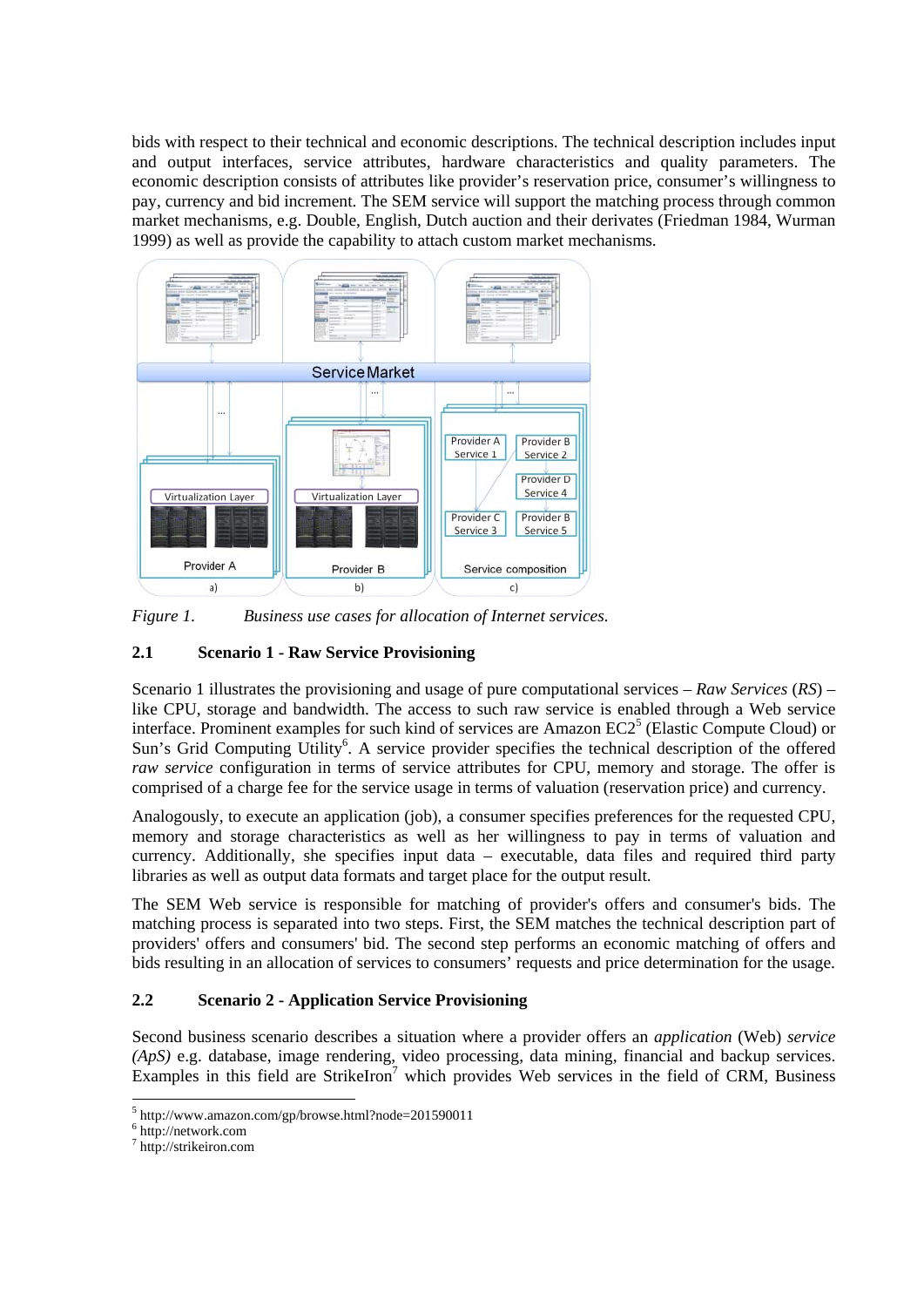bids with respect to their technical and economic descriptions. The technical description includes input and output interfaces, service attributes, hardware characteristics and quality parameters. The economic description consists of attributes like provider's reservation price, consumer's willingness to pay, currency and bid increment. The SEM service will support the matching process through common market mechanisms, e.g. Double, English, Dutch auction and their derivates (Friedman 1984, Wurman 1999) as well as provide the capability to attach custom market mechanisms.

*Figure 1. Business use cases for allocation of Internet services.*

### 2.1 Scenario 1 - Raw Service Provisioning

Scenario 1 illustrates the provisioning and usage of pure computational services – *Raw Services* (*RS*) – like CPU, storage and bandwidth. The access to such raw service is enabled through a Web service interface. Prominent examples for such kind of services are Amazon EC2[5] (Elastic Compute Cloud) or Sun's Grid Computing Utility[6]. A service provider specifies the technical description of the offered *raw service* configuration in terms of service attributes for CPU, memory and storage. The offer is comprised of a charge fee for the service usage in terms of valuation (reservation price) and currency.

Analogously, to execute an application (job), a consumer specifies preferences for the requested CPU, memory and storage characteristics as well as her willingness to pay in terms of valuation and currency. Additionally, she specifies input data – executable, data files and required third party libraries as well as output data formats and target place for the output result.

The SEM Web service is responsible for matching of provider's offers and consumer's bids. The matching process is separated into two steps. First, the SEM matches the technical description part of providers' offers and consumers' bid. The second step performs an economic matching of offers and bids resulting in an allocation of services to consumers' requests and price determination for the usage.

### 2.2 Scenario 2 - Application Service Provisioning

Second business scenario describes a situation where a provider offers an *application* (Web) *service (ApS)* e.g. database, image rendering, video processing, data mining, financial and backup services. Examples in this field are StrikeIron[7] which provides Web services in the field of CRM, Business

[5] http://www.amazon.com/gp/browse.html?node=201590011
[6] http://network.com
[7] http://strikeiron.com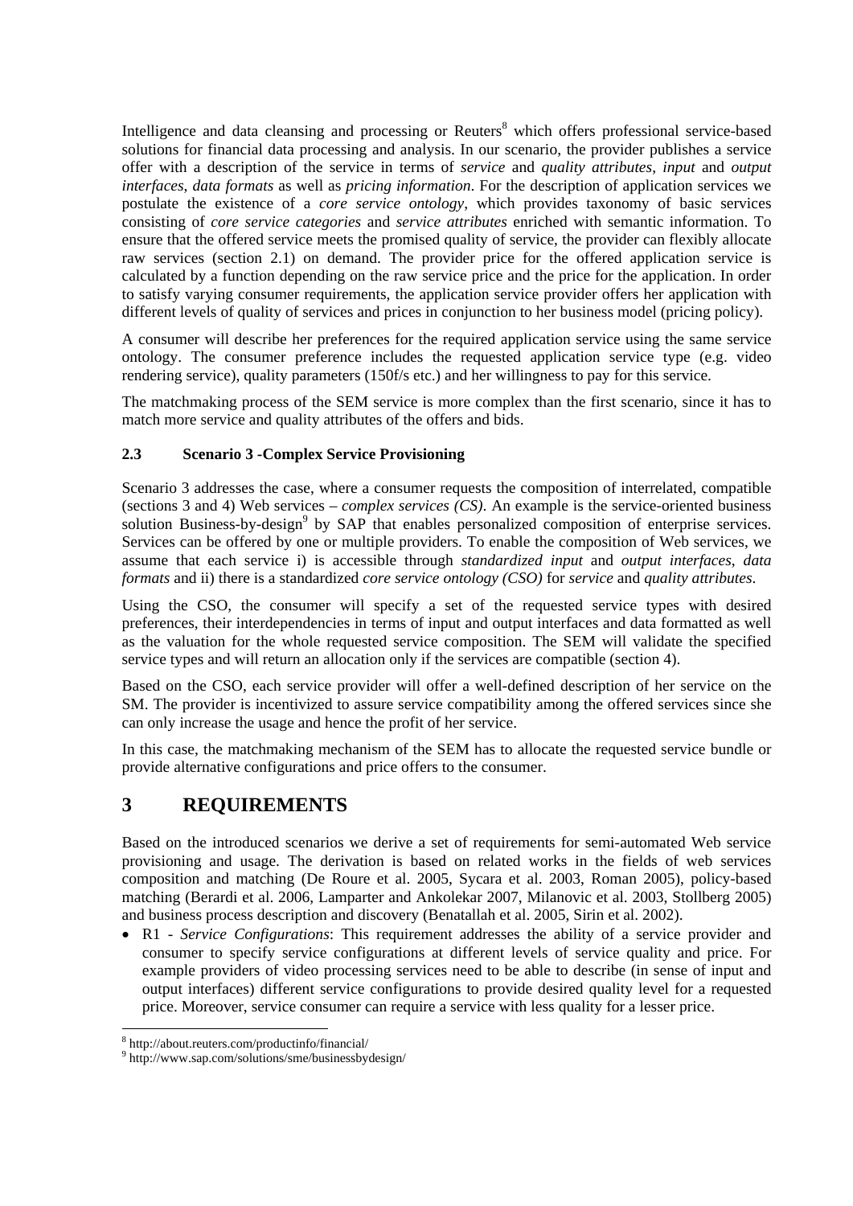Intelligence and data cleansing and processing or Reuters[8] which offers professional service-based solutions for financial data processing and analysis. In our scenario, the provider publishes a service offer with a description of the service in terms of *service* and *quality attributes*, *input* and *output interfaces*, *data formats* as well as *pricing information*. For the description of application services we postulate the existence of a *core service ontology*, which provides taxonomy of basic services consisting of *core service categories* and *service attributes* enriched with semantic information. To ensure that the offered service meets the promised quality of service, the provider can flexibly allocate raw services (section 2.1) on demand. The provider price for the offered application service is calculated by a function depending on the raw service price and the price for the application. In order to satisfy varying consumer requirements, the application service provider offers her application with different levels of quality of services and prices in conjunction to her business model (pricing policy).

A consumer will describe her preferences for the required application service using the same service ontology. The consumer preference includes the requested application service type (e.g. video rendering service), quality parameters (150f/s etc.) and her willingness to pay for this service.

The matchmaking process of the SEM service is more complex than the first scenario, since it has to match more service and quality attributes of the offers and bids.

### 2.3 Scenario 3 -Complex Service Provisioning

Scenario 3 addresses the case, where a consumer requests the composition of interrelated, compatible (sections 3 and 4) Web services – *complex services (CS)*. An example is the service-oriented business solution Business-by-design[9] by SAP that enables personalized composition of enterprise services. Services can be offered by one or multiple providers. To enable the composition of Web services, we assume that each service i) is accessible through *standardized input* and *output interfaces*, *data formats* and ii) there is a standardized *core service ontology (CSO)* for *service* and *quality attributes*.

Using the CSO, the consumer will specify a set of the requested service types with desired preferences, their interdependencies in terms of input and output interfaces and data formatted as well as the valuation for the whole requested service composition. The SEM will validate the specified service types and will return an allocation only if the services are compatible (section 4).

Based on the CSO, each service provider will offer a well-defined description of her service on the SM. The provider is incentivized to assure service compatibility among the offered services since she can only increase the usage and hence the profit of her service.

In this case, the matchmaking mechanism of the SEM has to allocate the requested service bundle or provide alternative configurations and price offers to the consumer.

## 3 REQUIREMENTS

Based on the introduced scenarios we derive a set of requirements for semi-automated Web service provisioning and usage. The derivation is based on related works in the fields of web services composition and matching (De Roure et al. 2005, Sycara et al. 2003, Roman 2005), policy-based matching (Berardi et al. 2006, Lamparter and Ankolekar 2007, Milanovic et al. 2003, Stollberg 2005) and business process description and discovery (Benatallah et al. 2005, Sirin et al. 2002).

- R1 - *Service Configurations*: This requirement addresses the ability of a service provider and consumer to specify service configurations at different levels of service quality and price. For example providers of video processing services need to be able to describe (in sense of input and output interfaces) different service configurations to provide desired quality level for a requested price. Moreover, service consumer can require a service with less quality for a lesser price.

[8] http://about.reuters.com/productinfo/financial/

[9] http://www.sap.com/solutions/sme/businessbydesign/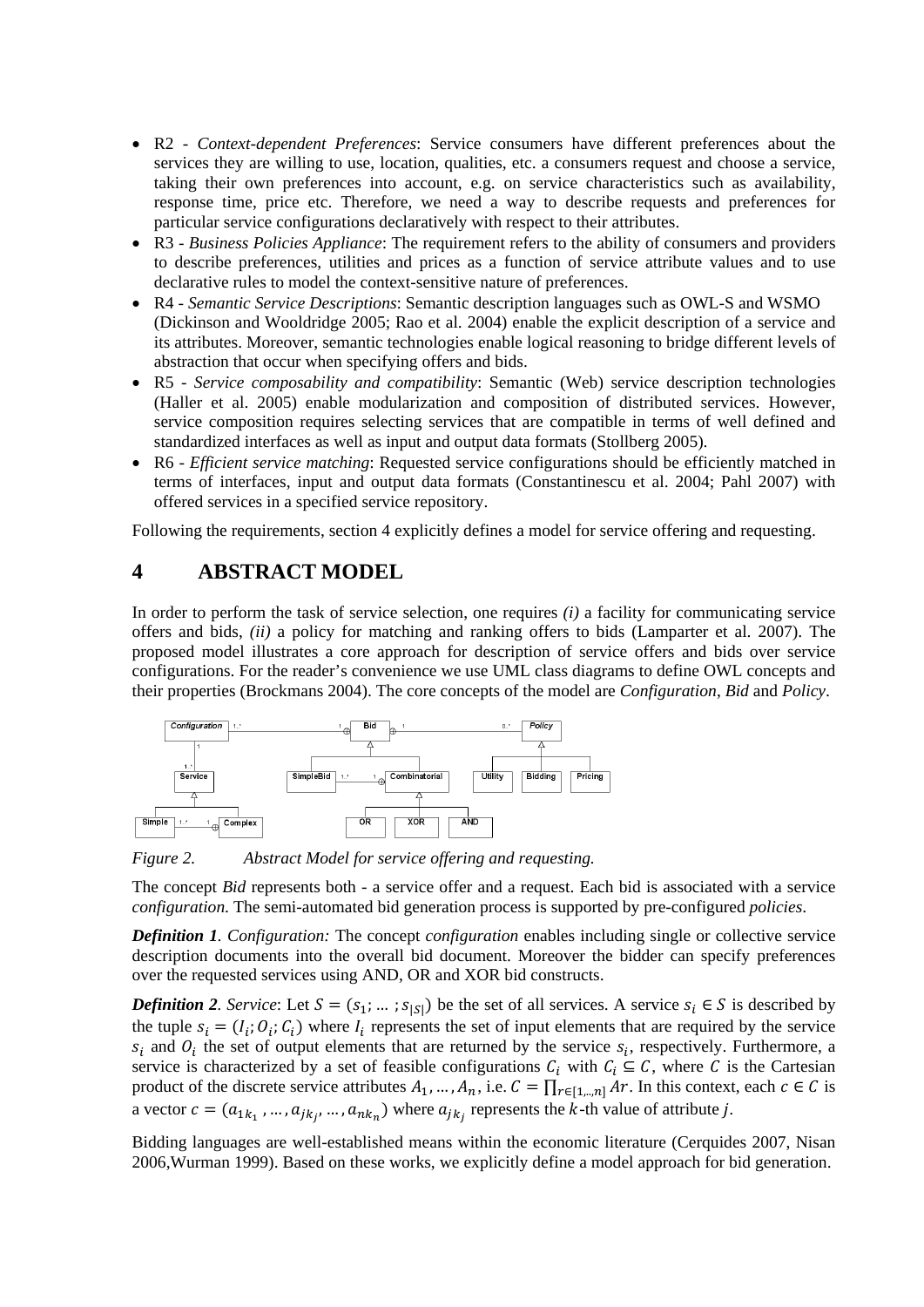- R2 - *Context-dependent Preferences*: Service consumers have different preferences about the services they are willing to use, location, qualities, etc. a consumers request and choose a service, taking their own preferences into account, e.g. on service characteristics such as availability, response time, price etc. Therefore, we need a way to describe requests and preferences for particular service configurations declaratively with respect to their attributes.
- R3 - *Business Policies Appliance*: The requirement refers to the ability of consumers and providers to describe preferences, utilities and prices as a function of service attribute values and to use declarative rules to model the context-sensitive nature of preferences.
- R4 - *Semantic Service Descriptions*: Semantic description languages such as OWL-S and WSMO (Dickinson and Wooldridge 2005; Rao et al. 2004) enable the explicit description of a service and its attributes. Moreover, semantic technologies enable logical reasoning to bridge different levels of abstraction that occur when specifying offers and bids.
- R5 - *Service composability and compatibility*: Semantic (Web) service description technologies (Haller et al. 2005) enable modularization and composition of distributed services. However, service composition requires selecting services that are compatible in terms of well defined and standardized interfaces as well as input and output data formats (Stollberg 2005).
- R6 - *Efficient service matching*: Requested service configurations should be efficiently matched in terms of interfaces, input and output data formats (Constantinescu et al. 2004; Pahl 2007) with offered services in a specified service repository.

Following the requirements, section 4 explicitly defines a model for service offering and requesting.

# 4 ABSTRACT MODEL

In order to perform the task of service selection, one requires *(i)* a facility for communicating service offers and bids, *(ii)* a policy for matching and ranking offers to bids (Lamparter et al. 2007). The proposed model illustrates a core approach for description of service offers and bids over service configurations. For the reader's convenience we use UML class diagrams to define OWL concepts and their properties (Brockmans 2004). The core concepts of the model are *Configuration*, *Bid* and *Policy*.

*Figure 2. Abstract Model for service offering and requesting.*

The concept *Bid* represents both - a service offer and a request. Each bid is associated with a service *configuration*. The semi-automated bid generation process is supported by pre-configured *policies*.

***Definition 1****. Configuration:* The concept *configuration* enables including single or collective service description documents into the overall bid document. Moreover the bidder can specify preferences over the requested services using AND, OR and XOR bid constructs.

***Definition 2****. Service*: Let $S = (s_1; \dots ; s_{|S|})$ be the set of all services. A service $s_i \in S$ is described by the tuple $s_i = (I_i; O_i; C_i)$ where $I_i$ represents the set of input elements that are required by the service $s_i$ and $O_i$ the set of output elements that are returned by the service $s_i$, respectively. Furthermore, a service is characterized by a set of feasible configurations $C_i$ with $C_i \subseteq C$, where $C$ is the Cartesian product of the discrete service attributes $A_1, \dots, A_n$, i.e. $C = \prod_{r\in[1,..,n]} Ar$. In this context, each $c \in C$ is a vector $c = (a_{1k_1}, \dots, a_{jk_j}, \dots, a_{nk_n})$ where $a_{jk_j}$ represents the $k$-th value of attribute $j$.

Bidding languages are well-established means within the economic literature (Cerquides 2007, Nisan 2006,Wurman 1999). Based on these works, we explicitly define a model approach for bid generation.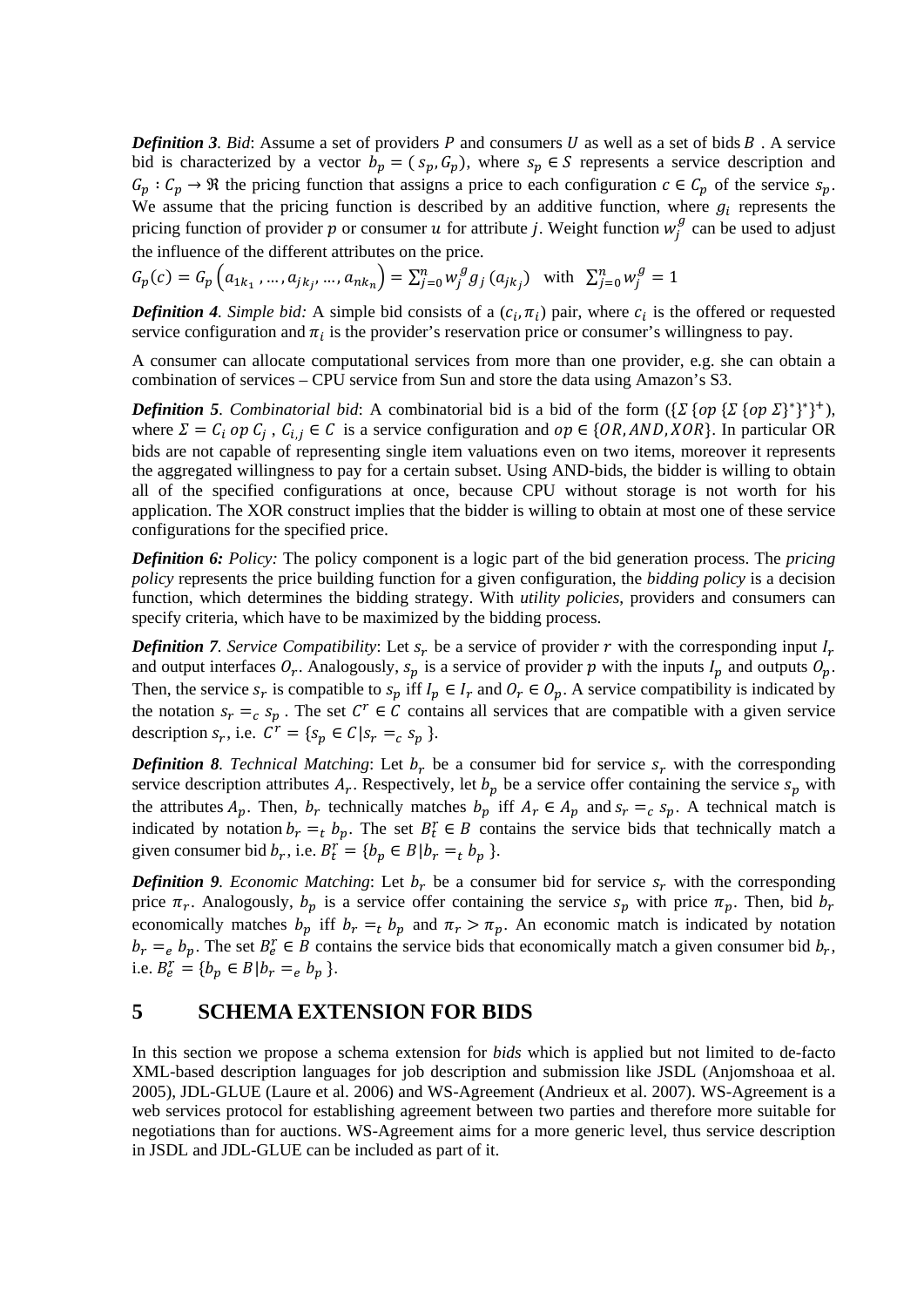***Definition 3**. Bid*: Assume a set of providers $P$ and consumers $U$ as well as a set of bids $B$ . A service bid is characterized by a vector $b_p = (s_p, G_p)$, where $s_p \in S$ represents a service description and $G_p : C_p \rightarrow \Re$ the pricing function that assigns a price to each configuration $c \in C_p$ of the service $s_p$. We assume that the pricing function is described by an additive function, where $g_i$ represents the pricing function of provider $p$ or consumer $u$ for attribute $j$. Weight function $w_j^g$ can be used to adjust the influence of the different attributes on the price.

$$G_p(c) = G_p\left(a_{1k_1}, \ldots, a_{jk_j}, \ldots, a_{nk_n}\right) = \sum_{j=0}^{n} w_j^g g_j\left(a_{jk_j}\right) \quad \text{with} \quad \sum_{j=0}^{n} w_j^g = 1$$

***Definition 4**. Simple bid:* A simple bid consists of a $(c_i, \pi_i)$ pair, where $c_i$ is the offered or requested service configuration and $\pi_i$ is the provider's reservation price or consumer's willingness to pay.

A consumer can allocate computational services from more than one provider, e.g. she can obtain a combination of services – CPU service from Sun and store the data using Amazon's S3.

***Definition 5**. Combinatorial bid*: A combinatorial bid is a bid of the form $(\{\Sigma\ \{op\ \{\Sigma\ \{op\ \Sigma\}^*\}^*\}^+)$, where $\Sigma = C_i\ op\ C_j$ , $C_{i,j} \in C$ is a service configuration and $op \in \{OR, AND, XOR\}$. In particular OR bids are not capable of representing single item valuations even on two items, moreover it represents the aggregated willingness to pay for a certain subset. Using AND-bids, the bidder is willing to obtain all of the specified configurations at once, because CPU without storage is not worth for his application. The XOR construct implies that the bidder is willing to obtain at most one of these service configurations for the specified price.

***Definition 6:** Policy:* The policy component is a logic part of the bid generation process. The *pricing policy* represents the price building function for a given configuration, the *bidding policy* is a decision function, which determines the bidding strategy. With *utility policies*, providers and consumers can specify criteria, which have to be maximized by the bidding process.

***Definition 7**. Service Compatibility*: Let $s_r$ be a service of provider $r$ with the corresponding input $I_r$ and output interfaces $O_r$. Analogously, $s_p$ is a service of provider $p$ with the inputs $I_p$ and outputs $O_p$. Then, the service $s_r$ is compatible to $s_p$ iff $I_p \in I_r$ and $O_r \in O_p$. A service compatibility is indicated by the notation $s_r =_c s_p$ . The set $C^r \in C$ contains all services that are compatible with a given service description $s_r$, i.e. $C^r = \{s_p \in C | s_r =_c s_p\}$.

***Definition 8**. Technical Matching*: Let $b_r$ be a consumer bid for service $s_r$ with the corresponding service description attributes $A_r$. Respectively, let $b_p$ be a service offer containing the service $s_p$ with the attributes $A_p$. Then, $b_r$ technically matches $b_p$ iff $A_r \in A_p$ and $s_r =_c s_p$. A technical match is indicated by notation $b_r =_t b_p$. The set $B_t^r \in B$ contains the service bids that technically match a given consumer bid $b_r$, i.e. $B_t^r = \{b_p \in B | b_r =_t b_p\}$.

***Definition 9**. Economic Matching*: Let $b_r$ be a consumer bid for service $s_r$ with the corresponding price $\pi_r$. Analogously, $b_p$ is a service offer containing the service $s_p$ with price $\pi_p$. Then, bid $b_r$ economically matches $b_p$ iff $b_r =_t b_p$ and $\pi_r > \pi_p$. An economic match is indicated by notation $b_r =_e b_p$. The set $B_e^r \in B$ contains the service bids that economically match a given consumer bid $b_r$, i.e. $B_e^r = \{b_p \in B | b_r =_e b_p\}$.

# 5 SCHEMA EXTENSION FOR BIDS

In this section we propose a schema extension for *bids* which is applied but not limited to de-facto XML-based description languages for job description and submission like JSDL (Anjomshoaa et al. 2005), JDL-GLUE (Laure et al. 2006) and WS-Agreement (Andrieux et al. 2007). WS-Agreement is a web services protocol for establishing agreement between two parties and therefore more suitable for negotiations than for auctions. WS-Agreement aims for a more generic level, thus service description in JSDL and JDL-GLUE can be included as part of it.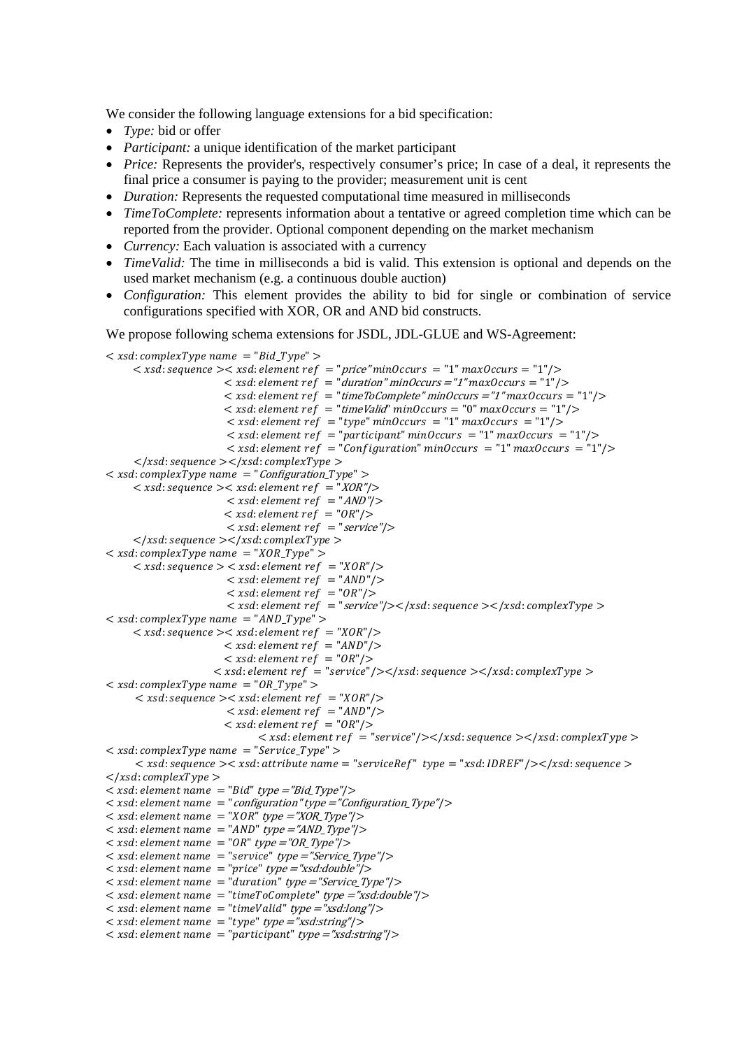We consider the following language extensions for a bid specification:

- *Type:* bid or offer
- *Participant:* a unique identification of the market participant
- *Price:* Represents the provider's, respectively consumer's price; In case of a deal, it represents the final price a consumer is paying to the provider; measurement unit is cent
- *Duration:* Represents the requested computational time measured in milliseconds
- *TimeToComplete:* represents information about a tentative or agreed completion time which can be reported from the provider. Optional component depending on the market mechanism
- *Currency:* Each valuation is associated with a currency
- *TimeValid:* The time in milliseconds a bid is valid. This extension is optional and depends on the used market mechanism (e.g. a continuous double auction)
- *Configuration:* This element provides the ability to bid for single or combination of service configurations specified with XOR, OR and AND bid constructs.

We propose following schema extensions for JSDL, JDL-GLUE and WS-Agreement:

```
< xsd:complexType name = "Bid_Type" >
    < xsd:sequence >< xsd:element ref = "price" minOccurs = "1" maxOccurs = "1"/>
                    < xsd:element ref = "duration" minOccurs = "1" maxOccurs = "1"/>
                    < xsd:element ref = "timeToComplete" minOccurs = "1" maxOccurs = "1"/>
                    < xsd:element ref = "timeValid" minOccurs = "0" maxOccurs = "1"/>
                    < xsd:element ref = "type" minOccurs = "1" maxOccurs = "1"/>
                    < xsd:element ref = "participant" minOccurs = "1" maxOccurs = "1"/>
                    < xsd:element ref = "Configuration" minOccurs = "1" maxOccurs = "1"/>
    </xsd:sequence ></xsd:complexType >
< xsd:complexType name = "Configuration_Type" >
    < xsd:sequence >< xsd:element ref = "XOR"/>
                    < xsd:element ref = "AND"/>
                    < xsd:element ref = "OR"/>
                    < xsd:element ref = "service"/>
    </xsd:sequence ></xsd:complexType >
< xsd:complexType name = "XOR_Type" >
    < xsd:sequence >< xsd:element ref = "XOR"/>
                    < xsd:element ref = "AND"/>
                    < xsd:element ref = "OR"/>
                    < xsd:element ref = "service"/></xsd:sequence ></xsd:complexType >
< xsd:complexType name = "AND_Type" >
    < xsd:sequence >< xsd:element ref = "XOR"/>
                    < xsd:element ref = "AND"/>
                    < xsd:element ref = "OR"/>
                    < xsd:element ref = "service"/></xsd:sequence ></xsd:complexType >
< xsd:complexType name = "OR_Type" >
    < xsd:sequence >< xsd:element ref = "XOR"/>
                    < xsd:element ref = "AND"/>
                    < xsd:element ref = "OR"/>
                        < xsd:element ref = "service"/></xsd:sequence ></xsd:complexType >
< xsd:complexType name = "Service_Type" >
    < xsd:sequence >< xsd:attribute name = "serviceRef" type = "xsd:IDREF"/></xsd:sequence >
</xsd:complexType >
< xsd:element name = "Bid" type = "Bid_Type"/>
< xsd:element name = "configuration" type = "Configuration_Type"/>
< xsd:element name = "XOR" type = "XOR_Type"/>
< xsd:element name = "AND" type = "AND_Type"/>
< xsd:element name = "OR" type = "OR_Type"/>
< xsd:element name = "service" type = "Service_Type"/>
< xsd:element name = "price" type = "xsd:double"/>
< xsd:element name = "duration" type = "Service_Type"/>
< xsd:element name = "timeToComplete" type = "xsd:double"/>
< xsd:element name = "timeValid" type = "xsd:long"/>
< xsd:element name = "type" type = "xsd:string"/>
< xsd:element name = "participant" type = "xsd:string"/>
```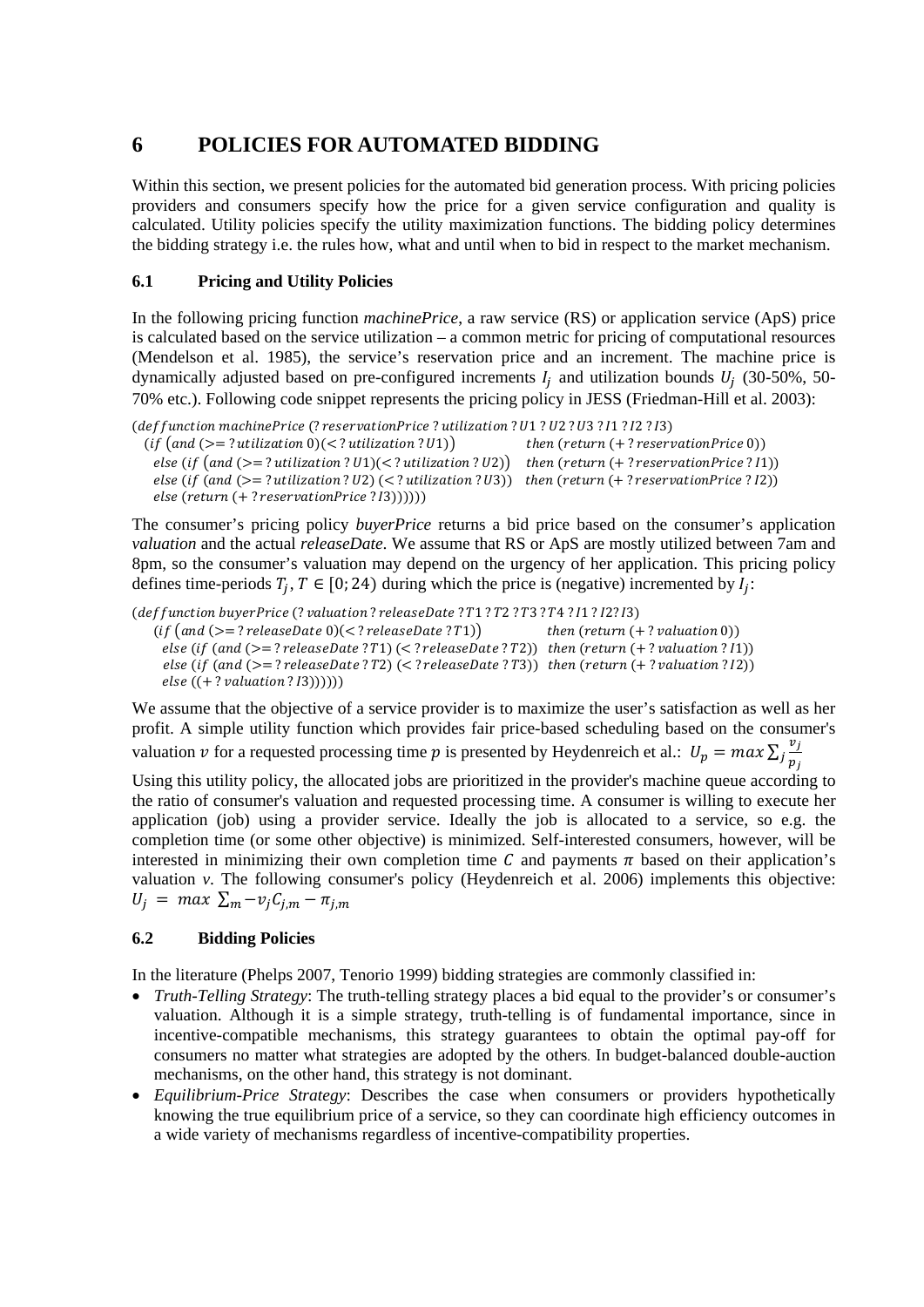# 6 POLICIES FOR AUTOMATED BIDDING

Within this section, we present policies for the automated bid generation process. With pricing policies providers and consumers specify how the price for a given service configuration and quality is calculated. Utility policies specify the utility maximization functions. The bidding policy determines the bidding strategy i.e. the rules how, what and until when to bid in respect to the market mechanism.

## 6.1 Pricing and Utility Policies

In the following pricing function *machinePrice*, a raw service (RS) or application service (ApS) price is calculated based on the service utilization – a common metric for pricing of computational resources (Mendelson et al. 1985), the service's reservation price and an increment. The machine price is dynamically adjusted based on pre-configured increments $I_j$ and utilization bounds $U_j$ (30-50%, 50-70% etc.). Following code snippet represents the pricing policy in JESS (Friedman-Hill et al. 2003):

```
(deffunction machinePrice (?reservationPrice ?utilization ?U1 ?U2 ?U3 ?I1 ?I2 ?I3)
  (if (and (>= ?utilization 0)(< ?utilization ?U1))            then (return (+ ?reservationPrice 0))
   else (if (and (>= ?utilization ?U1)(< ?utilization ?U2))    then (return (+ ?reservationPrice ?I1))
   else (if (and (>= ?utilization ?U2) (< ?utilization ?U3))   then (return (+ ?reservationPrice ?I2))
   else (return (+ ?reservationPrice ?I3))))))
```

The consumer's pricing policy *buyerPrice* returns a bid price based on the consumer's application *valuation* and the actual *releaseDate*. We assume that RS or ApS are mostly utilized between 7am and 8pm, so the consumer's valuation may depend on the urgency of her application. This pricing policy defines time-periods $T_j, T \in [0; 24)$ during which the price is (negative) incremented by $I_j$:

```
(deffunction buyerPrice (?valuation ?releaseDate ?T1 ?T2 ?T3 ?T4 ?I1 ?I2?I3)
  (if (and (>= ?releaseDate 0)(< ?releaseDate ?T1))              then (return (+ ?valuation 0))
   else (if (and (>= ?releaseDate ?T1) (< ?releaseDate ?T2))     then (return (+ ?valuation ?I1))
   else (if (and (>= ?releaseDate ?T2) (< ?releaseDate ?T3))     then (return (+ ?valuation ?I2))
   else ((+ ?valuation ?I3))))))
```

We assume that the objective of a service provider is to maximize the user's satisfaction as well as her profit. A simple utility function which provides fair price-based scheduling based on the consumer's valuation $v$ for a requested processing time $p$ is presented by Heydenreich et al.: $U_p = max \sum_j \frac{v_j}{p_j}$

Using this utility policy, the allocated jobs are prioritized in the provider's machine queue according to the ratio of consumer's valuation and requested processing time. A consumer is willing to execute her application (job) using a provider service. Ideally the job is allocated to a service, so e.g. the completion time (or some other objective) is minimized. Self-interested consumers, however, will be interested in minimizing their own completion time $C$ and payments $\pi$ based on their application's valuation *v*. The following consumer's policy (Heydenreich et al. 2006) implements this objective: $U_j = max \sum_m -v_j C_{j,m} - \pi_{j,m}$

## 6.2 Bidding Policies

In the literature (Phelps 2007, Tenorio 1999) bidding strategies are commonly classified in:

- *Truth-Telling Strategy*: The truth-telling strategy places a bid equal to the provider's or consumer's valuation. Although it is a simple strategy, truth-telling is of fundamental importance, since in incentive-compatible mechanisms, this strategy guarantees to obtain the optimal pay-off for consumers no matter what strategies are adopted by the others. In budget-balanced double-auction mechanisms, on the other hand, this strategy is not dominant.
- *Equilibrium-Price Strategy*: Describes the case when consumers or providers hypothetically knowing the true equilibrium price of a service, so they can coordinate high efficiency outcomes in a wide variety of mechanisms regardless of incentive-compatibility properties.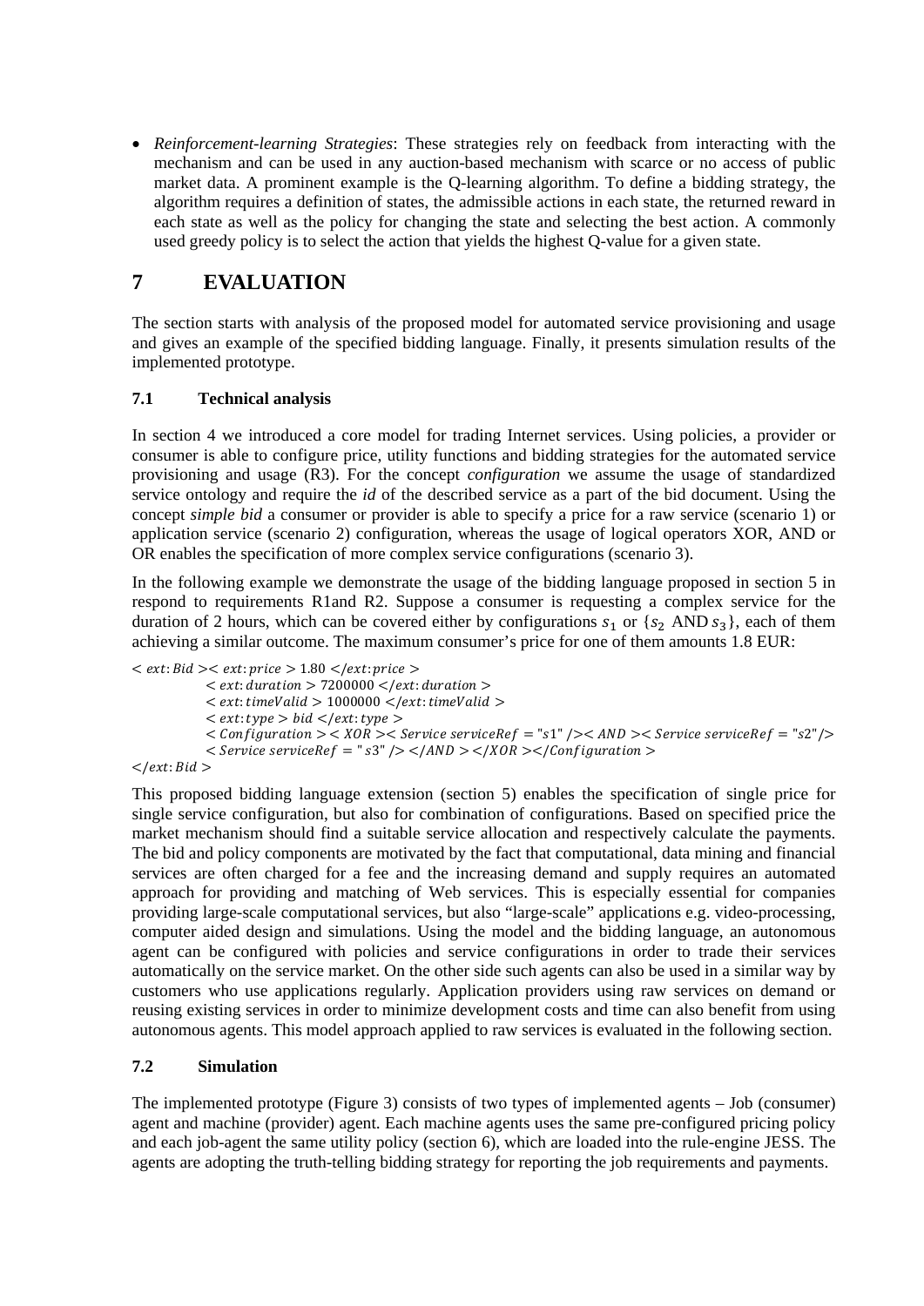- *Reinforcement-learning Strategies*: These strategies rely on feedback from interacting with the mechanism and can be used in any auction-based mechanism with scarce or no access of public market data. A prominent example is the Q-learning algorithm. To define a bidding strategy, the algorithm requires a definition of states, the admissible actions in each state, the returned reward in each state as well as the policy for changing the state and selecting the best action. A commonly used greedy policy is to select the action that yields the highest Q-value for a given state.

# 7 EVALUATION

The section starts with analysis of the proposed model for automated service provisioning and usage and gives an example of the specified bidding language. Finally, it presents simulation results of the implemented prototype.

## 7.1 Technical analysis

In section 4 we introduced a core model for trading Internet services. Using policies, a provider or consumer is able to configure price, utility functions and bidding strategies for the automated service provisioning and usage (R3). For the concept *configuration* we assume the usage of standardized service ontology and require the *id* of the described service as a part of the bid document. Using the concept *simple bid* a consumer or provider is able to specify a price for a raw service (scenario 1) or application service (scenario 2) configuration, whereas the usage of logical operators XOR, AND or OR enables the specification of more complex service configurations (scenario 3).

In the following example we demonstrate the usage of the bidding language proposed in section 5 in respond to requirements R1and R2. Suppose a consumer is requesting a complex service for the duration of 2 hours, which can be covered either by configurations $s_1$ or $\{s_2 \text{ AND } s_3\}$, each of them achieving a similar outcome. The maximum consumer's price for one of them amounts 1.8 EUR:

```
<ext:Bid><ext:price>1.80</ext:price>
        <ext:duration>7200000</ext:duration>
        <ext:timeValid>1000000</ext:timeValid>
        <ext:type>bid</ext:type>
        <Configuration><XOR><Service serviceRef="s1"/><AND><Service serviceRef="s2"/>
        <Service serviceRef="s3"/></AND></XOR></Configuration>
</ext:Bid>
```

This proposed bidding language extension (section 5) enables the specification of single price for single service configuration, but also for combination of configurations. Based on specified price the market mechanism should find a suitable service allocation and respectively calculate the payments. The bid and policy components are motivated by the fact that computational, data mining and financial services are often charged for a fee and the increasing demand and supply requires an automated approach for providing and matching of Web services. This is especially essential for companies providing large-scale computational services, but also "large-scale" applications e.g. video-processing, computer aided design and simulations. Using the model and the bidding language, an autonomous agent can be configured with policies and service configurations in order to trade their services automatically on the service market. On the other side such agents can also be used in a similar way by customers who use applications regularly. Application providers using raw services on demand or reusing existing services in order to minimize development costs and time can also benefit from using autonomous agents. This model approach applied to raw services is evaluated in the following section.

## 7.2 Simulation

The implemented prototype (Figure 3) consists of two types of implemented agents – Job (consumer) agent and machine (provider) agent. Each machine agents uses the same pre-configured pricing policy and each job-agent the same utility policy (section 6), which are loaded into the rule-engine JESS. The agents are adopting the truth-telling bidding strategy for reporting the job requirements and payments.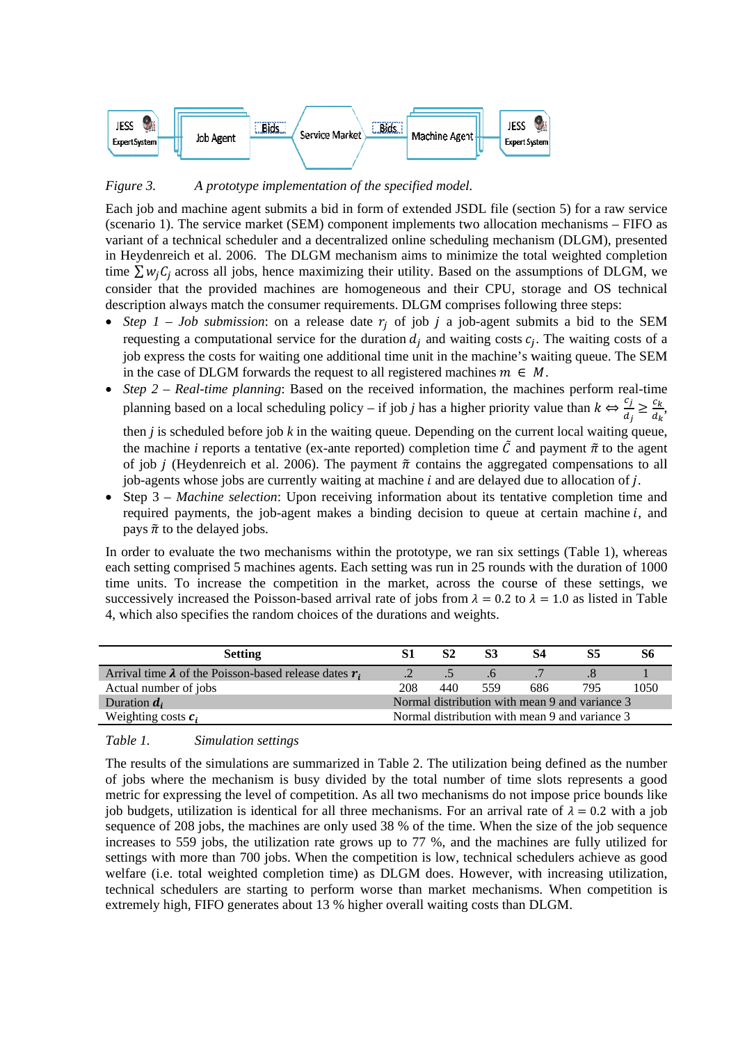JESS Expert System | Job Agent | Bids | Service Market | Bids | Machine Agent | JESS Expert System

*Figure 3.* *A prototype implementation of the specified model.*

Each job and machine agent submits a bid in form of extended JSDL file (section 5) for a raw service (scenario 1). The service market (SEM) component implements two allocation mechanisms – FIFO as variant of a technical scheduler and a decentralized online scheduling mechanism (DLGM), presented in Heydenreich et al. 2006. The DLGM mechanism aims to minimize the total weighted completion time $\sum w_j C_j$ across all jobs, hence maximizing their utility. Based on the assumptions of DLGM, we consider that the provided machines are homogeneous and their CPU, storage and OS technical description always match the consumer requirements. DLGM comprises following three steps:

- *Step 1 – Job submission*: on a release date $r_j$ of job $j$ a job-agent submits a bid to the SEM requesting a computational service for the duration $d_j$ and waiting costs $c_j$. The waiting costs of a job express the costs for waiting one additional time unit in the machine's waiting queue. The SEM in the case of DLGM forwards the request to all registered machines $m \in M$.
- *Step 2 – Real-time planning*: Based on the received information, the machines perform real-time planning based on a local scheduling policy – if job *j* has a higher priority value than $k \Leftrightarrow \frac{c_j}{d_j} \geq \frac{c_k}{d_k}$, then *j* is scheduled before job *k* in the waiting queue. Depending on the current local waiting queue, the machine *i* reports a tentative (ex-ante reported) completion time $\tilde{C}$ and payment $\tilde{\pi}$ to the agent of job $j$ (Heydenreich et al. 2006). The payment $\tilde{\pi}$ contains the aggregated compensations to all job-agents whose jobs are currently waiting at machine $i$ and are delayed due to allocation of $j$.
- Step 3 – *Machine selection*: Upon receiving information about its tentative completion time and required payments, the job-agent makes a binding decision to queue at certain machine $i$, and pays $\tilde{\pi}$ to the delayed jobs.

In order to evaluate the two mechanisms within the prototype, we ran six settings (Table 1), whereas each setting comprised 5 machines agents. Each setting was run in 25 rounds with the duration of 1000 time units. To increase the competition in the market, across the course of these settings, we successively increased the Poisson-based arrival rate of jobs from $\lambda = 0.2$ to $\lambda = 1.0$ as listed in Table 4, which also specifies the random choices of the durations and weights.

| **Setting** | **S1** | **S2** | **S3** | **S4** | **S5** | **S6** |
|---|---|---|---|---|---|---|
| Arrival time $\boldsymbol{\lambda}$ of the Poisson-based release dates $\boldsymbol{r_i}$ | .2 | .5 | .6 | .7 | .8 | 1 |
| Actual number of jobs | 208 | 440 | 559 | 686 | 795 | 1050 |
| Duration $\boldsymbol{d_i}$ | Normal distribution with mean 9 and variance 3 | | | | | |
| Weighting costs $\boldsymbol{c_i}$ | Normal distribution with mean 9 and variance 3 | | | | | |

*Table 1.* *Simulation settings*

The results of the simulations are summarized in Table 2. The utilization being defined as the number of jobs where the mechanism is busy divided by the total number of time slots represents a good metric for expressing the level of competition. As all two mechanisms do not impose price bounds like job budgets, utilization is identical for all three mechanisms. For an arrival rate of $\lambda = 0.2$ with a job sequence of 208 jobs, the machines are only used 38 % of the time. When the size of the job sequence increases to 559 jobs, the utilization rate grows up to 77 %, and the machines are fully utilized for settings with more than 700 jobs. When the competition is low, technical schedulers achieve as good welfare (i.e. total weighted completion time) as DLGM does. However, with increasing utilization, technical schedulers are starting to perform worse than market mechanisms. When competition is extremely high, FIFO generates about 13 % higher overall waiting costs than DLGM.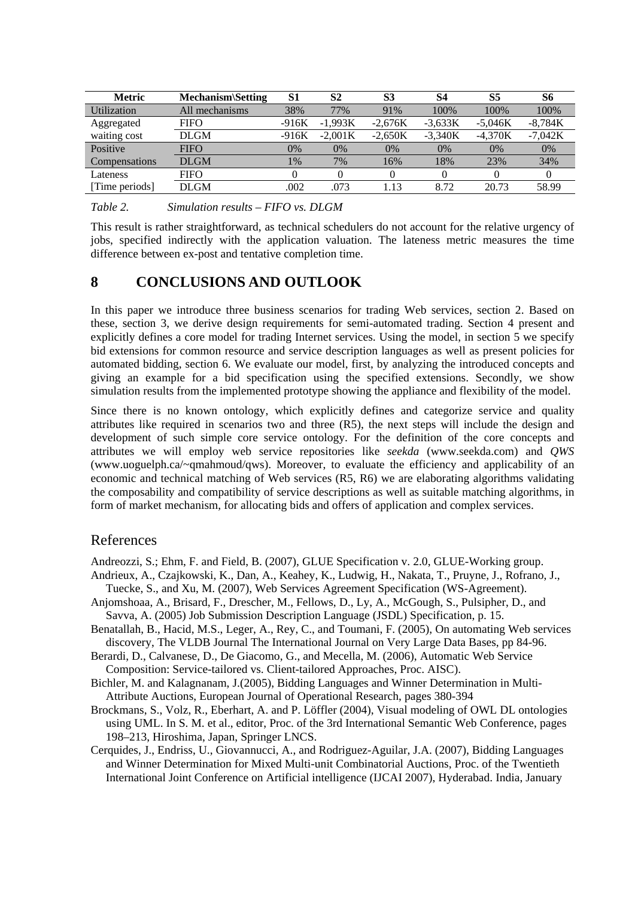| Metric | Mechanism\Setting | S1 | S2 | S3 | S4 | S5 | S6 |
|---|---|---|---|---|---|---|---|
| Utilization | All mechanisms | 38% | 77% | 91% | 100% | 100% | 100% |
| Aggregated | FIFO | -916K | -1,993K | -2,676K | -3,633K | -5,046K | -8,784K |
| waiting cost | DLGM | -916K | -2,001K | -2,650K | -3,340K | -4,370K | -7,042K |
| Positive | FIFO | 0% | 0% | 0% | 0% | 0% | 0% |
| Compensations | DLGM | 1% | 7% | 16% | 18% | 23% | 34% |
| Lateness | FIFO | 0 | 0 | 0 | 0 | 0 | 0 |
| [Time periods] | DLGM | .002 | .073 | 1.13 | 8.72 | 20.73 | 58.99 |

*Table 2. Simulation results – FIFO vs. DLGM*

This result is rather straightforward, as technical schedulers do not account for the relative urgency of jobs, specified indirectly with the application valuation. The lateness metric measures the time difference between ex-post and tentative completion time.

# 8 CONCLUSIONS AND OUTLOOK

In this paper we introduce three business scenarios for trading Web services, section 2. Based on these, section 3, we derive design requirements for semi-automated trading. Section 4 present and explicitly defines a core model for trading Internet services. Using the model, in section 5 we specify bid extensions for common resource and service description languages as well as present policies for automated bidding, section 6. We evaluate our model, first, by analyzing the introduced concepts and giving an example for a bid specification using the specified extensions. Secondly, we show simulation results from the implemented prototype showing the appliance and flexibility of the model.

Since there is no known ontology, which explicitly defines and categorize service and quality attributes like required in scenarios two and three (R5), the next steps will include the design and development of such simple core service ontology. For the definition of the core concepts and attributes we will employ web service repositories like *seekda* (www.seekda.com) and *QWS* (www.uoguelph.ca/~qmahmoud/qws). Moreover, to evaluate the efficiency and applicability of an economic and technical matching of Web services (R5, R6) we are elaborating algorithms validating the composability and compatibility of service descriptions as well as suitable matching algorithms, in form of market mechanism, for allocating bids and offers of application and complex services.

## References

Andreozzi, S.; Ehm, F. and Field, B. (2007), GLUE Specification v. 2.0, GLUE-Working group.

Andrieux, A., Czajkowski, K., Dan, A., Keahey, K., Ludwig, H., Nakata, T., Pruyne, J., Rofrano, J., Tuecke, S., and Xu, M. (2007), Web Services Agreement Specification (WS-Agreement).

Anjomshoaa, A., Brisard, F., Drescher, M., Fellows, D., Ly, A., McGough, S., Pulsipher, D., and Savva, A. (2005) Job Submission Description Language (JSDL) Specification, p. 15.

Benatallah, B., Hacid, M.S., Leger, A., Rey, C., and Toumani, F. (2005), On automating Web services discovery, The VLDB Journal The International Journal on Very Large Data Bases, pp 84-96.

Berardi, D., Calvanese, D., De Giacomo, G., and Mecella, M. (2006), Automatic Web Service Composition: Service-tailored vs. Client-tailored Approaches, Proc. AISC).

Bichler, M. and Kalagnanam, J.(2005), Bidding Languages and Winner Determination in Multi-Attribute Auctions, European Journal of Operational Research, pages 380-394

Brockmans, S., Volz, R., Eberhart, A. and P. Löffler (2004), Visual modeling of OWL DL ontologies using UML. In S. M. et al., editor, Proc. of the 3rd International Semantic Web Conference, pages 198–213, Hiroshima, Japan, Springer LNCS.

Cerquides, J., Endriss, U., Giovannucci, A., and Rodriguez-Aguilar, J.A. (2007), Bidding Languages and Winner Determination for Mixed Multi-unit Combinatorial Auctions, Proc. of the Twentieth International Joint Conference on Artificial intelligence (IJCAI 2007), Hyderabad. India, January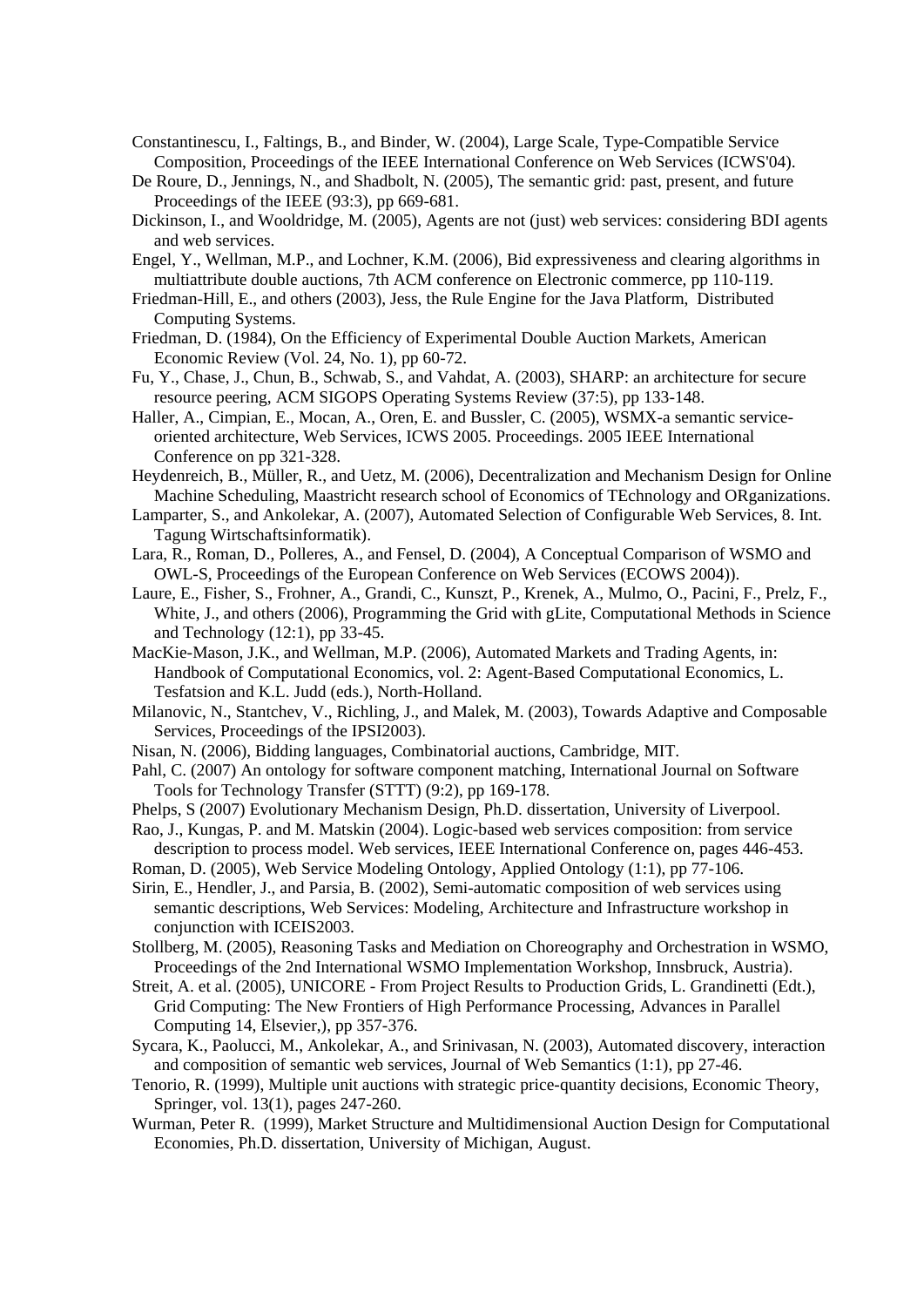Constantinescu, I., Faltings, B., and Binder, W. (2004), Large Scale, Type-Compatible Service Composition, Proceedings of the IEEE International Conference on Web Services (ICWS'04).

De Roure, D., Jennings, N., and Shadbolt, N. (2005), The semantic grid: past, present, and future Proceedings of the IEEE (93:3), pp 669-681.

Dickinson, I., and Wooldridge, M. (2005), Agents are not (just) web services: considering BDI agents and web services.

Engel, Y., Wellman, M.P., and Lochner, K.M. (2006), Bid expressiveness and clearing algorithms in multiattribute double auctions, 7th ACM conference on Electronic commerce, pp 110-119.

Friedman-Hill, E., and others (2003), Jess, the Rule Engine for the Java Platform, Distributed Computing Systems.

Friedman, D. (1984), On the Efficiency of Experimental Double Auction Markets, American Economic Review (Vol. 24, No. 1), pp 60-72.

Fu, Y., Chase, J., Chun, B., Schwab, S., and Vahdat, A. (2003), SHARP: an architecture for secure resource peering, ACM SIGOPS Operating Systems Review (37:5), pp 133-148.

Haller, A., Cimpian, E., Mocan, A., Oren, E. and Bussler, C. (2005), WSMX-a semantic service-oriented architecture, Web Services, ICWS 2005. Proceedings. 2005 IEEE International Conference on pp 321-328.

Heydenreich, B., Müller, R., and Uetz, M. (2006), Decentralization and Mechanism Design for Online Machine Scheduling, Maastricht research school of Economics of TEchnology and ORganizations.

Lamparter, S., and Ankolekar, A. (2007), Automated Selection of Configurable Web Services, 8. Int. Tagung Wirtschaftsinformatik).

Lara, R., Roman, D., Polleres, A., and Fensel, D. (2004), A Conceptual Comparison of WSMO and OWL-S, Proceedings of the European Conference on Web Services (ECOWS 2004)).

Laure, E., Fisher, S., Frohner, A., Grandi, C., Kunszt, P., Krenek, A., Mulmo, O., Pacini, F., Prelz, F., White, J., and others (2006), Programming the Grid with gLite, Computational Methods in Science and Technology (12:1), pp 33-45.

MacKie-Mason, J.K., and Wellman, M.P. (2006), Automated Markets and Trading Agents, in: Handbook of Computational Economics, vol. 2: Agent-Based Computational Economics, L. Tesfatsion and K.L. Judd (eds.), North-Holland.

Milanovic, N., Stantchev, V., Richling, J., and Malek, M. (2003), Towards Adaptive and Composable Services, Proceedings of the IPSI2003).

Nisan, N. (2006), Bidding languages, Combinatorial auctions, Cambridge, MIT.

Pahl, C. (2007) An ontology for software component matching, International Journal on Software Tools for Technology Transfer (STTT) (9:2), pp 169-178.

Phelps, S (2007) Evolutionary Mechanism Design, Ph.D. dissertation, University of Liverpool.

Rao, J., Kungas, P. and M. Matskin (2004). Logic-based web services composition: from service description to process model. Web services, IEEE International Conference on, pages 446-453.

Roman, D. (2005), Web Service Modeling Ontology, Applied Ontology (1:1), pp 77-106.

Sirin, E., Hendler, J., and Parsia, B. (2002), Semi-automatic composition of web services using semantic descriptions, Web Services: Modeling, Architecture and Infrastructure workshop in conjunction with ICEIS2003.

Stollberg, M. (2005), Reasoning Tasks and Mediation on Choreography and Orchestration in WSMO, Proceedings of the 2nd International WSMO Implementation Workshop, Innsbruck, Austria).

Streit, A. et al. (2005), UNICORE - From Project Results to Production Grids, L. Grandinetti (Edt.), Grid Computing: The New Frontiers of High Performance Processing, Advances in Parallel Computing 14, Elsevier,), pp 357-376.

Sycara, K., Paolucci, M., Ankolekar, A., and Srinivasan, N. (2003), Automated discovery, interaction and composition of semantic web services, Journal of Web Semantics (1:1), pp 27-46.

Tenorio, R. (1999), Multiple unit auctions with strategic price-quantity decisions, Economic Theory, Springer, vol. 13(1), pages 247-260.

Wurman, Peter R. (1999), Market Structure and Multidimensional Auction Design for Computational Economies, Ph.D. dissertation, University of Michigan, August.